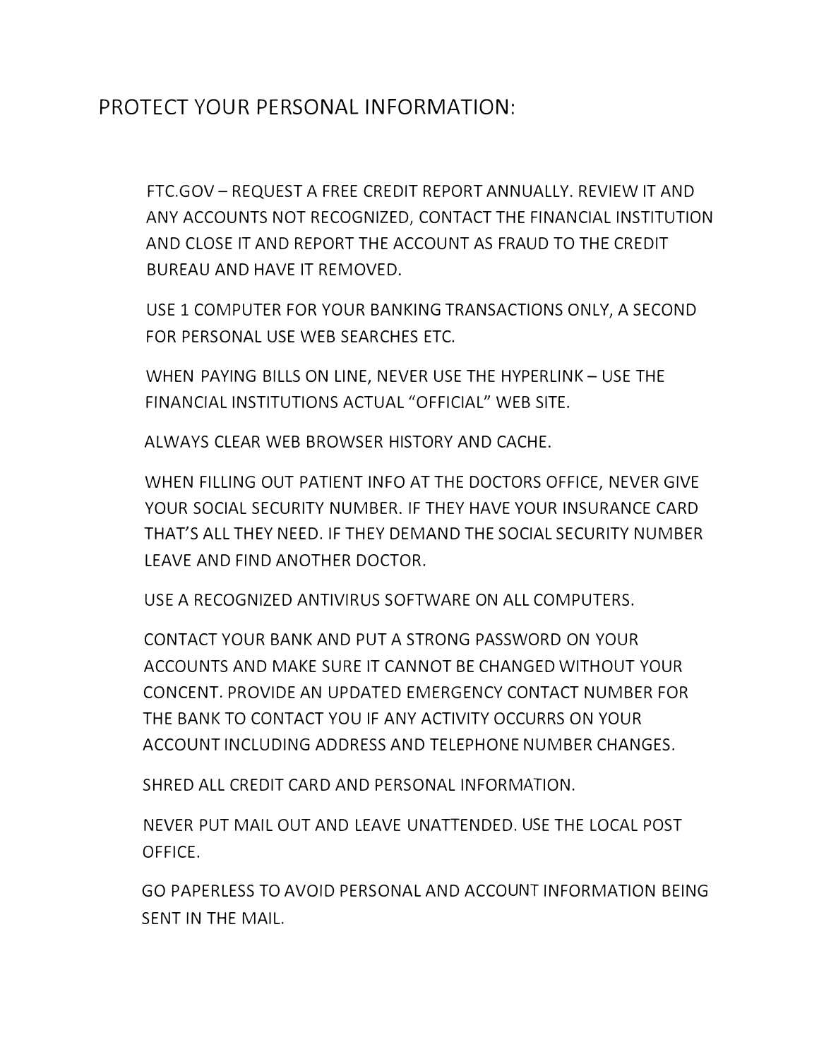# PROTECT YOUR PERSONAL INFORMATION:

FTC.GOV – REQUEST A FREE CREDIT REPORT ANNUALLY. REVIEW IT AND ANY ACCOUNTS NOT RECOGNIZED, CONTACT THE FINANCIAL INSTITUTION AND CLOSE IT AND REPORT THE ACCOUNT AS FRAUD TO THE CREDIT BUREAU AND HAVE IT REMOVED.

USE 1 COMPUTER FOR YOUR BANKING TRANSACTIONS ONLY, A SECOND FOR PERSONAL USE WEB SEARCHES ETC.

WHEN PAYING BILLS ON LINE, NEVER USE THE HYPERLINK – USE THE FINANCIAL INSTITUTIONS ACTUAL "OFFICIAL" WEB SITE.

ALWAYS CLEAR WEB BROWSER HISTORY AND CACHE.

WHEN FILLING OUT PATIENT INFO AT THE DOCTORS OFFICE, NEVER GIVE YOUR SOCIAL SECURITY NUMBER. IF THEY HAVE YOUR INSURANCE CARD THAT'S ALL THEY NEED. IF THEY DEMAND THE SOCIAL SECURITY NUMBER LEAVE AND FIND ANOTHER DOCTOR.

USE A RECOGNIZED ANTIVIRUS SOFTWARE ON ALL COMPUTERS.

CONTACT YOUR BANK AND PUT A STRONG PASSWORD ON YOUR ACCOUNTS AND MAKE SURE IT CANNOT BE CHANGED WITHOUT YOUR CONCENT. PROVIDE AN UPDATED EMERGENCY CONTACT NUMBER FOR THE BANK TO CONTACT YOU IF ANY ACTIVITY OCCURRS ON YOUR ACCOUNT INCLUDING ADDRESS AND TELEPHONE NUMBER CHANGES.

SHRED ALL CREDIT CARD AND PERSONAL INFORMATION.

NEVER PUT MAIL OUT AND LEAVE UNATTENDED. USE THE LOCAL POST OFFICE.

GO PAPERLESS TO AVOID PERSONAL AND ACCOUNT INFORMATION BEING SENT IN THE MAIL.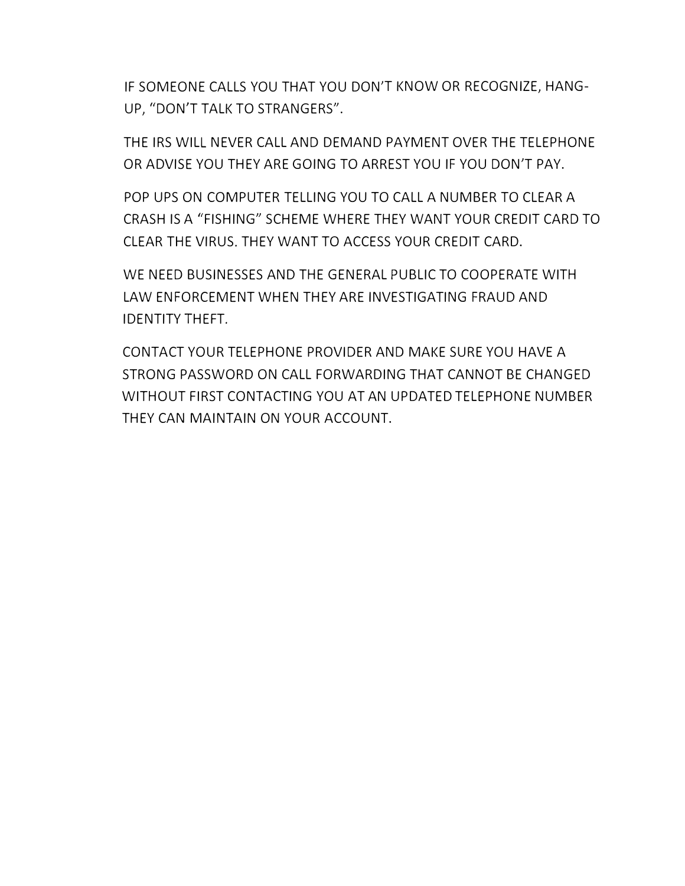IF SOMEONE CALLS YOU THAT YOU DON'T KNOW OR RECOGNIZE, HANG-UP, "DON'T TALK TO STRANGERS".

THE IRS WILL NEVER CALL AND DEMAND PAYMENT OVER THE TELEPHONE OR ADVISE YOU THEY ARE GOING TO ARREST YOU IF YOU DON'T PAY.

POP UPS ON COMPUTER TELLING YOU TO CALL A NUMBER TO CLEAR A CRASH IS A "FISHING" SCHEME WHERE THEY WANT YOUR CREDIT CARD TO CLEAR THE VIRUS. THEY WANT TO ACCESS YOUR CREDIT CARD.

WE NEED BUSINESSES AND THE GENERAL PUBLIC TO COOPERATE WITH LAW ENFORCEMENT WHEN THEY ARE INVESTIGATING FRAUD AND IDENTITY THEFT.

CONTACT YOUR TELEPHONE PROVIDER AND MAKE SURE YOU HAVE A STRONG PASSWORD ON CALL FORWARDING THAT CANNOT BE CHANGED WITHOUT FIRST CONTACTING YOU AT AN UPDATED TELEPHONE NUMBER THEY CAN MAINTAIN ON YOUR ACCOUNT.